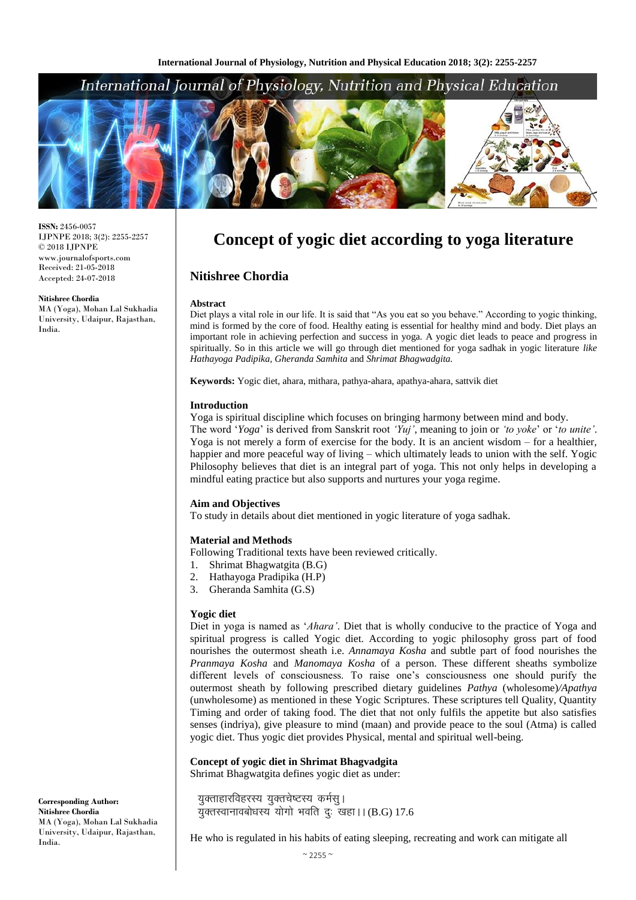# Concept of yogic diet according to yoga literature

## Nitishree Chordia

**ISSN:** 2456-0057
IJPNPE 2018; 3(2): 2255-2257
© 2018 IJPNPE
www.journalofsports.com
Received: 21-05-2018
Accepted: 24-07-2018

**Nitishree Chordia**
MA (Yoga), Mohan Lal Sukhadia University, Udaipur, Rajasthan, India.

**Corresponding Author:**
**Nitishree Chordia**
MA (Yoga), Mohan Lal Sukhadia University, Udaipur, Rajasthan, India.

### Abstract

Diet plays a vital role in our life. It is said that "As you eat so you behave." According to yogic thinking, mind is formed by the core of food. Healthy eating is essential for healthy mind and body. Diet plays an important role in achieving perfection and success in yoga. A yogic diet leads to peace and progress in spiritually. So in this article we will go through diet mentioned for yoga sadhak in yogic literature *like Hathayoga Padipika, Gheranda Samhita* and *Shrimat Bhagwadgita.*

**Keywords:** Yogic diet, ahara, mithara, pathya-ahara, apathya-ahara, sattvik diet

### Introduction

Yoga is spiritual discipline which focuses on bringing harmony between mind and body.

The word '*Yoga*' is derived from Sanskrit root *'Yuj'*, meaning to join or *'to yoke*' or '*to unite'*. Yoga is not merely a form of exercise for the body. It is an ancient wisdom – for a healthier, happier and more peaceful way of living – which ultimately leads to union with the self. Yogic Philosophy believes that diet is an integral part of yoga. This not only helps in developing a mindful eating practice but also supports and nurtures your yoga regime.

### Aim and Objectives

To study in details about diet mentioned in yogic literature of yoga sadhak.

### Material and Methods

Following Traditional texts have been reviewed critically.

1. Shrimat Bhagwatgita (B.G)
2. Hathayoga Pradipika (H.P)
3. Gheranda Samhita (G.S)

### Yogic diet

Diet in yoga is named as '*Ahara'*. Diet that is wholly conducive to the practice of Yoga and spiritual progress is called Yogic diet. According to yogic philosophy gross part of food nourishes the outermost sheath i.e. *Annamaya Kosha* and subtle part of food nourishes the *Pranmaya Kosha* and *Manomaya Kosha* of a person. These different sheaths symbolize different levels of consciousness. To raise one's consciousness one should purify the outermost sheath by following prescribed dietary guidelines *Pathya* (wholesome)*/Apathya* (unwholesome) as mentioned in these Yogic Scriptures. These scriptures tell Quality, Quantity Timing and order of taking food. The diet that not only fulfils the appetite but also satisfies senses (indriya), give pleasure to mind (maan) and provide peace to the soul (Atma) is called yogic diet. Thus yogic diet provides Physical, mental and spiritual well-being.

### Concept of yogic diet in Shrimat Bhagvadgita

Shrimat Bhagwatgita defines yogic diet as under:

युक्ताहारविहरस्य युक्तचेष्टस्य कर्मसु।
युक्तस्वानावबोधस्य योगो भवति दुः खहा।। (B.G) 17.6

He who is regulated in his habits of eating sleeping, recreating and work can mitigate all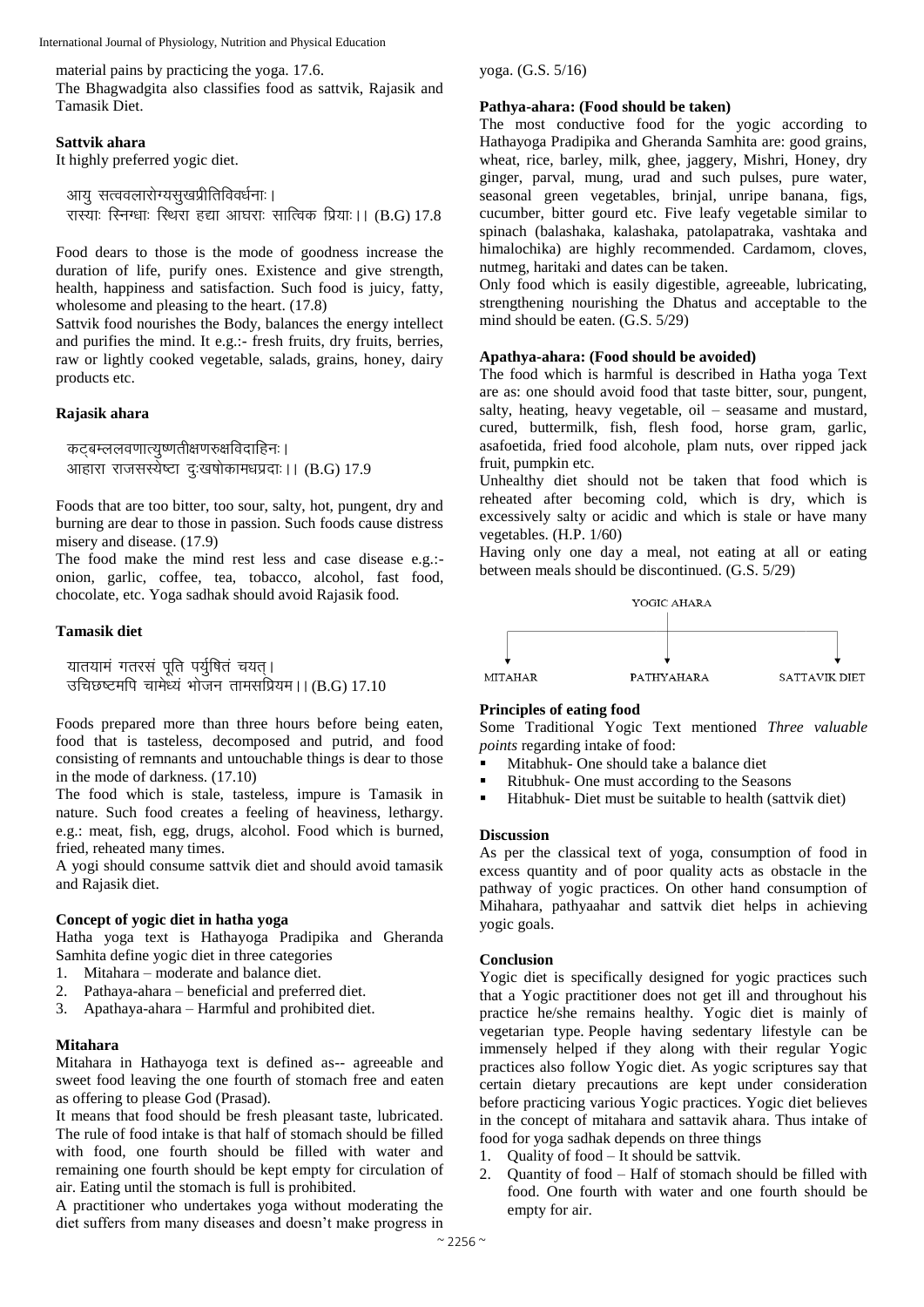material pains by practicing the yoga. 17.6.

The Bhagwadgita also classifies food as sattvik, Rajasik and Tamasik Diet.

### Sattvik ahara

It highly preferred yogic diet.

आयु सत्ववलारोग्यसुखप्रीतिविवर्धनाः।
रास्याः स्निग्धाः स्थिरा हृद्या आघराः सात्विक प्रियाः।। (B.G) 17.8

Food dears to those is the mode of goodness increase the duration of life, purify ones. Existence and give strength, health, happiness and satisfaction. Such food is juicy, fatty, wholesome and pleasing to the heart. (17.8)

Sattvik food nourishes the Body, balances the energy intellect and purifies the mind. It e.g.:- fresh fruits, dry fruits, berries, raw or lightly cooked vegetable, salads, grains, honey, dairy products etc.

### Rajasik ahara

कट्बम्ललवणात्युष्णतीक्षणरुक्षविदाहिनः।
आहारा राजसस्येष्टा दुःखषोकामधप्रदाः।। (B.G) 17.9

Foods that are too bitter, too sour, salty, hot, pungent, dry and burning are dear to those in passion. Such foods cause distress misery and disease. (17.9)

The food make the mind rest less and case disease e.g.:- onion, garlic, coffee, tea, tobacco, alcohol, fast food, chocolate, etc. Yoga sadhak should avoid Rajasik food.

### Tamasik diet

यातयामं गतरसं पूति पर्युषितं चयत्।
उचिछष्टमपि चामेध्यं भोजन तामसप्रियम।। (B.G) 17.10

Foods prepared more than three hours before being eaten, food that is tasteless, decomposed and putrid, and food consisting of remnants and untouchable things is dear to those in the mode of darkness. (17.10)

The food which is stale, tasteless, impure is Tamasik in nature. Such food creates a feeling of heaviness, lethargy. e.g.: meat, fish, egg, drugs, alcohol. Food which is burned, fried, reheated many times.

A yogi should consume sattvik diet and should avoid tamasik and Rajasik diet.

### Concept of yogic diet in hatha yoga

Hatha yoga text is Hathayoga Pradipika and Gheranda Samhita define yogic diet in three categories

1. Mitahara – moderate and balance diet.
2. Pathaya-ahara – beneficial and preferred diet.
3. Apathaya-ahara – Harmful and prohibited diet.

### Mitahara

Mitahara in Hathayoga text is defined as-- agreeable and sweet food leaving the one fourth of stomach free and eaten as offering to please God (Prasad).

It means that food should be fresh pleasant taste, lubricated. The rule of food intake is that half of stomach should be filled with food, one fourth should be filled with water and remaining one fourth should be kept empty for circulation of air. Eating until the stomach is full is prohibited.

A practitioner who undertakes yoga without moderating the diet suffers from many diseases and doesn't make progress in yoga. (G.S. 5/16)

### Pathya-ahara: (Food should be taken)

The most conductive food for the yogic according to Hathayoga Pradipika and Gheranda Samhita are: good grains, wheat, rice, barley, milk, ghee, jaggery, Mishri, Honey, dry ginger, parval, mung, urad and such pulses, pure water, seasonal green vegetables, brinjal, unripe banana, figs, cucumber, bitter gourd etc. Five leafy vegetable similar to spinach (balashaka, kalashaka, patolapatraka, vashtaka and himalochika) are highly recommended. Cardamom, cloves, nutmeg, haritaki and dates can be taken.

Only food which is easily digestible, agreeable, lubricating, strengthening nourishing the Dhatus and acceptable to the mind should be eaten. (G.S. 5/29)

### Apathya-ahara: (Food should be avoided)

The food which is harmful is described in Hatha yoga Text are as: one should avoid food that taste bitter, sour, pungent, salty, heating, heavy vegetable, oil – seasame and mustard, cured, buttermilk, fish, flesh food, horse gram, garlic, asafoetida, fried food alcohole, plam nuts, over ripped jack fruit, pumpkin etc.

Unhealthy diet should not be taken that food which is reheated after becoming cold, which is dry, which is excessively salty or acidic and which is stale or have many vegetables. (H.P. 1/60)

Having only one day a meal, not eating at all or eating between meals should be discontinued. (G.S. 5/29)

YOGIC AHARA

MITAHAR | PATHYAHARA | SATTAVIK DIET

### Principles of eating food

Some Traditional Yogic Text mentioned *Three valuable points* regarding intake of food:

- Mitabhuk- One should take a balance diet
- Ritubhuk- One must according to the Seasons
- Hitabhuk- Diet must be suitable to health (sattvik diet)

### Discussion

As per the classical text of yoga, consumption of food in excess quantity and of poor quality acts as obstacle in the pathway of yogic practices. On other hand consumption of Mihahara, pathyaahar and sattvik diet helps in achieving yogic goals.

### Conclusion

Yogic diet is specifically designed for yogic practices such that a Yogic practitioner does not get ill and throughout his practice he/she remains healthy. Yogic diet is mainly of vegetarian type. People having sedentary lifestyle can be immensely helped if they along with their regular Yogic practices also follow Yogic diet. As yogic scriptures say that certain dietary precautions are kept under consideration before practicing various Yogic practices. Yogic diet believes in the concept of mitahara and sattavik ahara. Thus intake of food for yoga sadhak depends on three things

1. Quality of food – It should be sattvik.
2. Quantity of food – Half of stomach should be filled with food. One fourth with water and one fourth should be empty for air.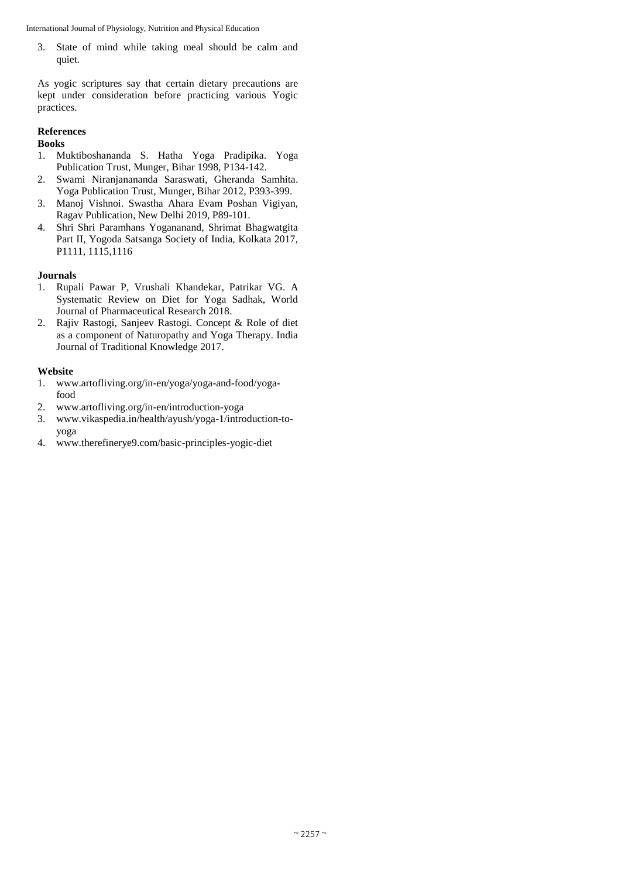3. State of mind while taking meal should be calm and quiet.

As yogic scriptures say that certain dietary precautions are kept under consideration before practicing various Yogic practices.

## References

### Books

1. Muktiboshananda S. Hatha Yoga Pradipika. Yoga Publication Trust, Munger, Bihar 1998, P134-142.
2. Swami Niranjanananda Saraswati, Gheranda Samhita. Yoga Publication Trust, Munger, Bihar 2012, P393-399.
3. Manoj Vishnoi. Swastha Ahara Evam Poshan Vigiyan, Ragav Publication, New Delhi 2019, P89-101.
4. Shri Shri Paramhans Yoganand, Shrimat Bhagwatgita Part II, Yogoda Satsanga Society of India, Kolkata 2017, P1111, 1115,1116

### Journals

1. Rupali Pawar P, Vrushali Khandekar, Patrikar VG. A Systematic Review on Diet for Yoga Sadhak, World Journal of Pharmaceutical Research 2018.
2. Rajiv Rastogi, Sanjeev Rastogi. Concept & Role of diet as a component of Naturopathy and Yoga Therapy. India Journal of Traditional Knowledge 2017.

### Website

1. www.artofliving.org/in-en/yoga/yoga-and-food/yoga-food
2. www.artofliving.org/in-en/introduction-yoga
3. www.vikaspedia.in/health/ayush/yoga-1/introduction-to-yoga
4. www.therefinerye9.com/basic-principles-yogic-diet